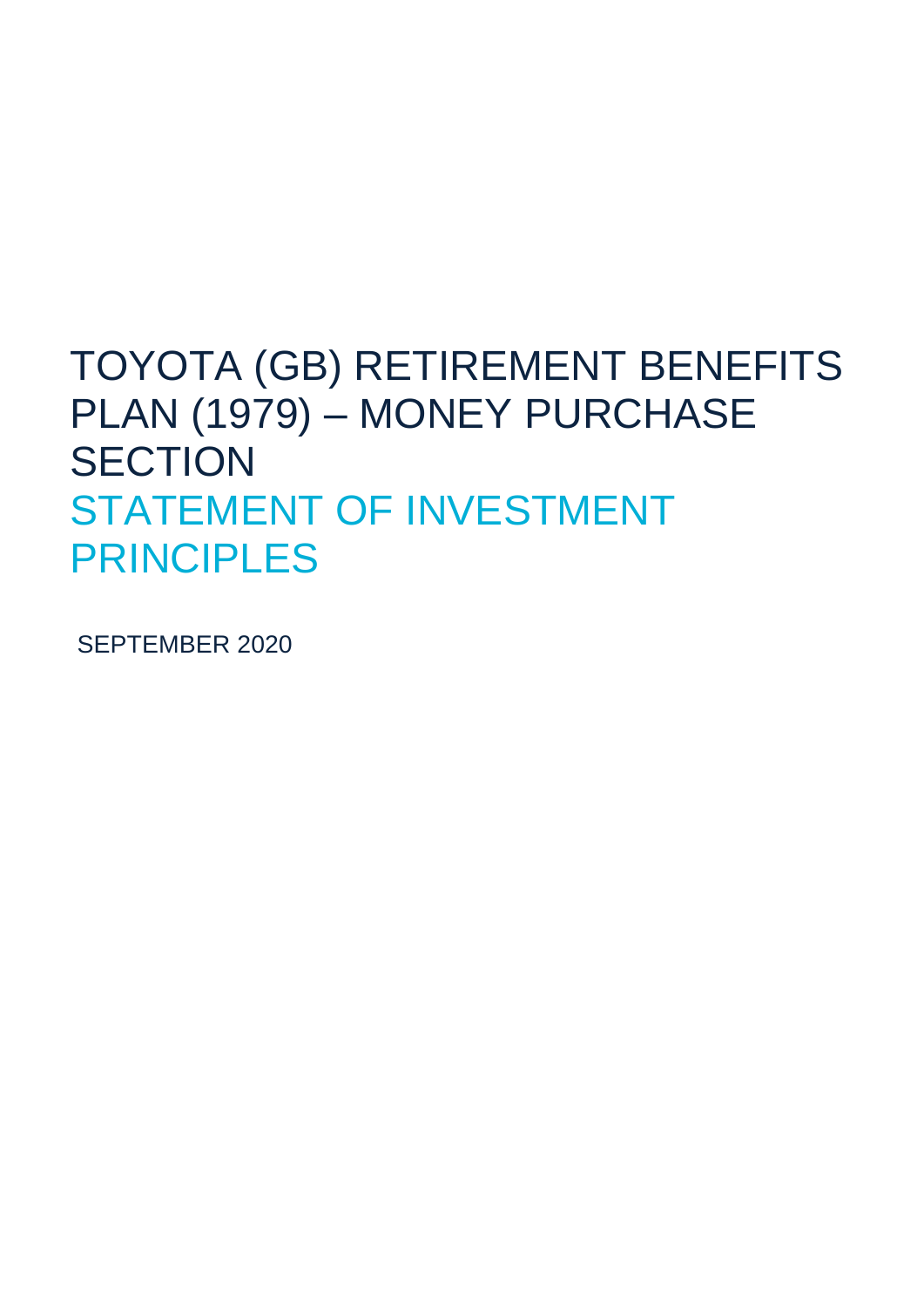# TOYOTA (GB) RETIREMENT BENEFITS PLAN (1979) – MONEY PURCHASE SECTION

# STATEMENT OF INVESTMENT PRINCIPLES

SEPTEMBER 2020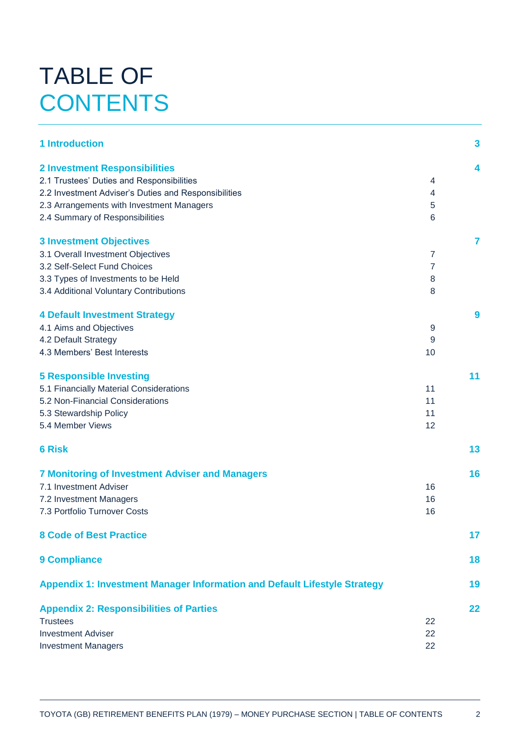# TABLE OF CONTENTS

| | | |
|---|---|---|
| **1 Introduction** | | **3** |
| **2 Investment Responsibilities** | | **4** |
| 2.1 Trustees' Duties and Responsibilities | 4 | |
| 2.2 Investment Adviser's Duties and Responsibilities | 4 | |
| 2.3 Arrangements with Investment Managers | 5 | |
| 2.4 Summary of Responsibilities | 6 | |
| **3 Investment Objectives** | | **7** |
| 3.1 Overall Investment Objectives | 7 | |
| 3.2 Self-Select Fund Choices | 7 | |
| 3.3 Types of Investments to be Held | 8 | |
| 3.4 Additional Voluntary Contributions | 8 | |
| **4 Default Investment Strategy** | | **9** |
| 4.1 Aims and Objectives | 9 | |
| 4.2 Default Strategy | 9 | |
| 4.3 Members' Best Interests | 10 | |
| **5 Responsible Investing** | | **11** |
| 5.1 Financially Material Considerations | 11 | |
| 5.2 Non-Financial Considerations | 11 | |
| 5.3 Stewardship Policy | 11 | |
| 5.4 Member Views | 12 | |
| **6 Risk** | | **13** |
| **7 Monitoring of Investment Adviser and Managers** | | **16** |
| 7.1 Investment Adviser | 16 | |
| 7.2 Investment Managers | 16 | |
| 7.3 Portfolio Turnover Costs | 16 | |
| **8 Code of Best Practice** | | **17** |
| **9 Compliance** | | **18** |
| **Appendix 1: Investment Manager Information and Default Lifestyle Strategy** | | **19** |
| **Appendix 2: Responsibilities of Parties** | | **22** |
| Trustees | 22 | |
| Investment Adviser | 22 | |
| Investment Managers | 22 | |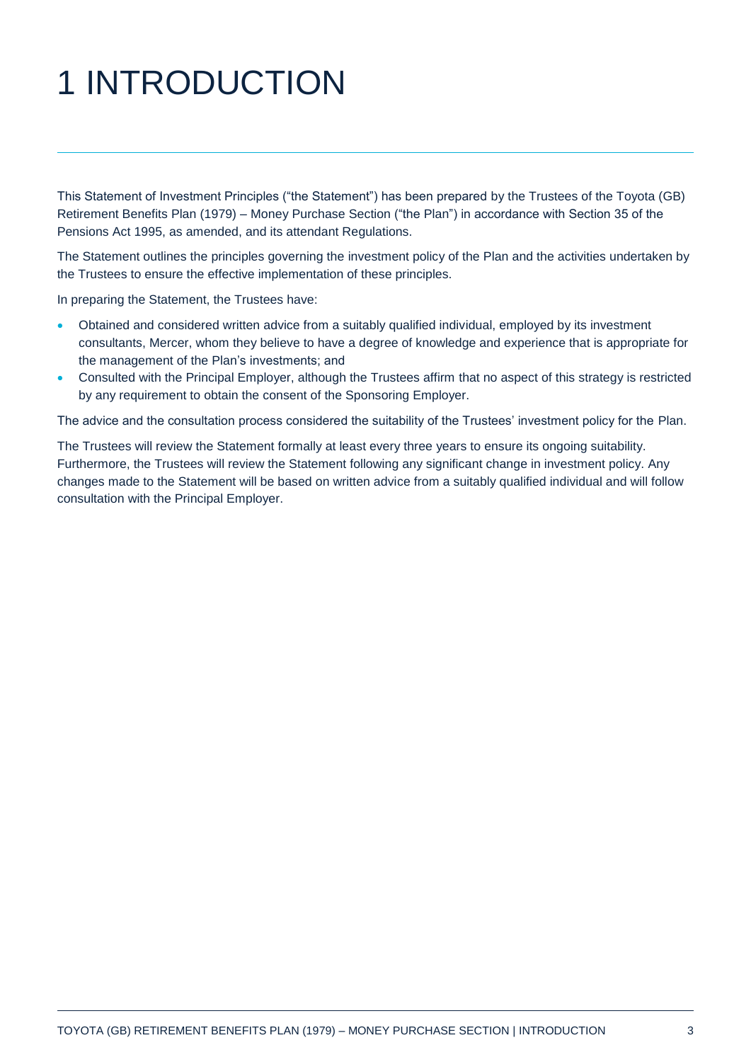# 1 INTRODUCTION

This Statement of Investment Principles ("the Statement") has been prepared by the Trustees of the Toyota (GB) Retirement Benefits Plan (1979) – Money Purchase Section ("the Plan") in accordance with Section 35 of the Pensions Act 1995, as amended, and its attendant Regulations.

The Statement outlines the principles governing the investment policy of the Plan and the activities undertaken by the Trustees to ensure the effective implementation of these principles.

In preparing the Statement, the Trustees have:

- Obtained and considered written advice from a suitably qualified individual, employed by its investment consultants, Mercer, whom they believe to have a degree of knowledge and experience that is appropriate for the management of the Plan's investments; and
- Consulted with the Principal Employer, although the Trustees affirm that no aspect of this strategy is restricted by any requirement to obtain the consent of the Sponsoring Employer.

The advice and the consultation process considered the suitability of the Trustees' investment policy for the Plan.

The Trustees will review the Statement formally at least every three years to ensure its ongoing suitability. Furthermore, the Trustees will review the Statement following any significant change in investment policy. Any changes made to the Statement will be based on written advice from a suitably qualified individual and will follow consultation with the Principal Employer.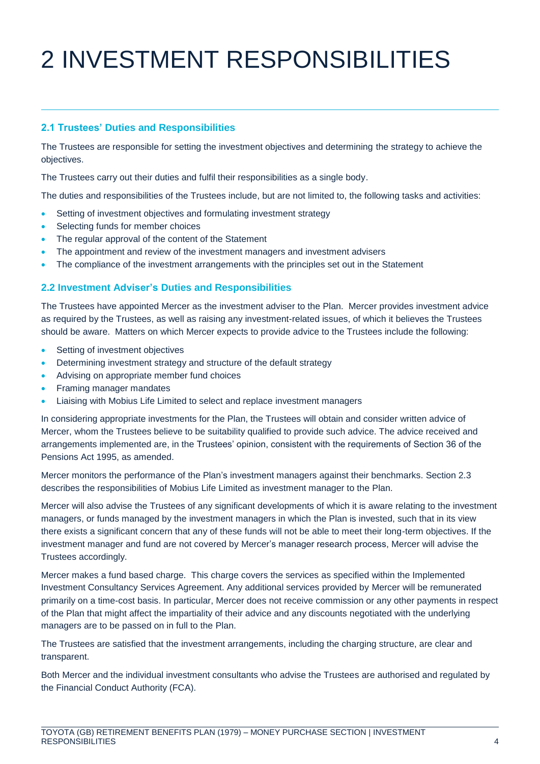# 2 INVESTMENT RESPONSIBILITIES

## 2.1 Trustees' Duties and Responsibilities

The Trustees are responsible for setting the investment objectives and determining the strategy to achieve the objectives.

The Trustees carry out their duties and fulfil their responsibilities as a single body.

The duties and responsibilities of the Trustees include, but are not limited to, the following tasks and activities:

- Setting of investment objectives and formulating investment strategy
- Selecting funds for member choices
- The regular approval of the content of the Statement
- The appointment and review of the investment managers and investment advisers
- The compliance of the investment arrangements with the principles set out in the Statement

## 2.2 Investment Adviser's Duties and Responsibilities

The Trustees have appointed Mercer as the investment adviser to the Plan. Mercer provides investment advice as required by the Trustees, as well as raising any investment-related issues, of which it believes the Trustees should be aware. Matters on which Mercer expects to provide advice to the Trustees include the following:

- Setting of investment objectives
- Determining investment strategy and structure of the default strategy
- Advising on appropriate member fund choices
- Framing manager mandates
- Liaising with Mobius Life Limited to select and replace investment managers

In considering appropriate investments for the Plan, the Trustees will obtain and consider written advice of Mercer, whom the Trustees believe to be suitability qualified to provide such advice. The advice received and arrangements implemented are, in the Trustees' opinion, consistent with the requirements of Section 36 of the Pensions Act 1995, as amended.

Mercer monitors the performance of the Plan's investment managers against their benchmarks. Section 2.3 describes the responsibilities of Mobius Life Limited as investment manager to the Plan.

Mercer will also advise the Trustees of any significant developments of which it is aware relating to the investment managers, or funds managed by the investment managers in which the Plan is invested, such that in its view there exists a significant concern that any of these funds will not be able to meet their long-term objectives. If the investment manager and fund are not covered by Mercer's manager research process, Mercer will advise the Trustees accordingly.

Mercer makes a fund based charge. This charge covers the services as specified within the Implemented Investment Consultancy Services Agreement. Any additional services provided by Mercer will be remunerated primarily on a time-cost basis. In particular, Mercer does not receive commission or any other payments in respect of the Plan that might affect the impartiality of their advice and any discounts negotiated with the underlying managers are to be passed on in full to the Plan.

The Trustees are satisfied that the investment arrangements, including the charging structure, are clear and transparent.

Both Mercer and the individual investment consultants who advise the Trustees are authorised and regulated by the Financial Conduct Authority (FCA).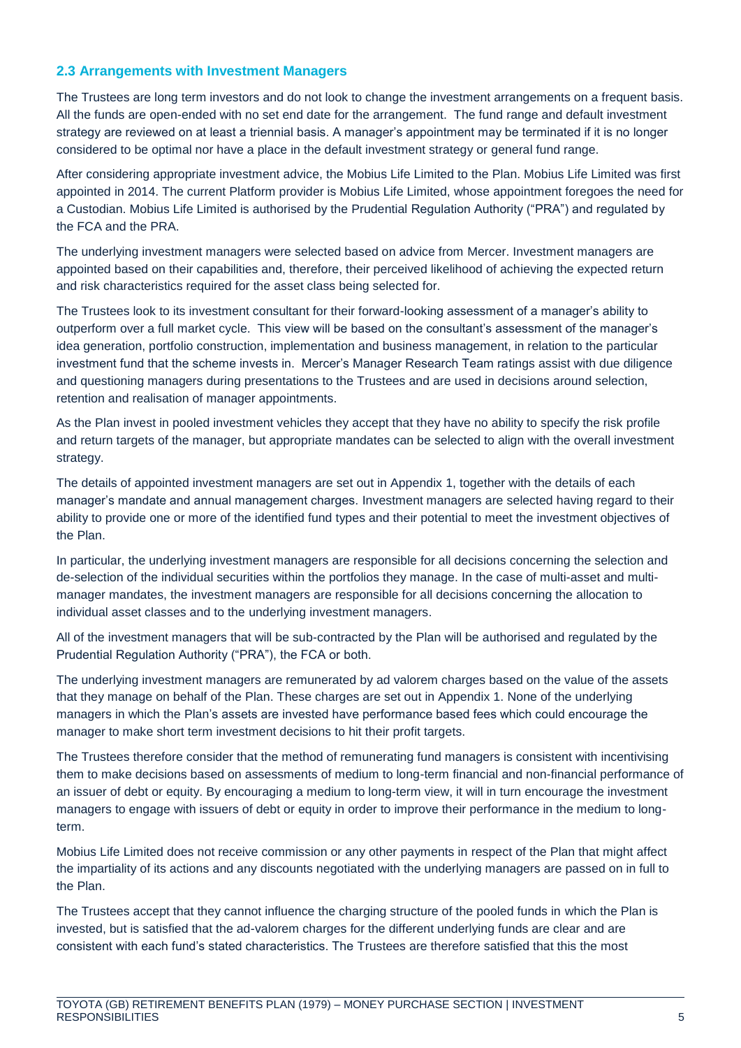### 2.3 Arrangements with Investment Managers

The Trustees are long term investors and do not look to change the investment arrangements on a frequent basis. All the funds are open-ended with no set end date for the arrangement. The fund range and default investment strategy are reviewed on at least a triennial basis. A manager's appointment may be terminated if it is no longer considered to be optimal nor have a place in the default investment strategy or general fund range.

After considering appropriate investment advice, the Mobius Life Limited to the Plan. Mobius Life Limited was first appointed in 2014. The current Platform provider is Mobius Life Limited, whose appointment foregoes the need for a Custodian. Mobius Life Limited is authorised by the Prudential Regulation Authority ("PRA") and regulated by the FCA and the PRA.

The underlying investment managers were selected based on advice from Mercer. Investment managers are appointed based on their capabilities and, therefore, their perceived likelihood of achieving the expected return and risk characteristics required for the asset class being selected for.

The Trustees look to its investment consultant for their forward-looking assessment of a manager's ability to outperform over a full market cycle. This view will be based on the consultant's assessment of the manager's idea generation, portfolio construction, implementation and business management, in relation to the particular investment fund that the scheme invests in. Mercer's Manager Research Team ratings assist with due diligence and questioning managers during presentations to the Trustees and are used in decisions around selection, retention and realisation of manager appointments.

As the Plan invest in pooled investment vehicles they accept that they have no ability to specify the risk profile and return targets of the manager, but appropriate mandates can be selected to align with the overall investment strategy.

The details of appointed investment managers are set out in Appendix 1, together with the details of each manager's mandate and annual management charges. Investment managers are selected having regard to their ability to provide one or more of the identified fund types and their potential to meet the investment objectives of the Plan.

In particular, the underlying investment managers are responsible for all decisions concerning the selection and de-selection of the individual securities within the portfolios they manage. In the case of multi-asset and multi-manager mandates, the investment managers are responsible for all decisions concerning the allocation to individual asset classes and to the underlying investment managers.

All of the investment managers that will be sub-contracted by the Plan will be authorised and regulated by the Prudential Regulation Authority ("PRA"), the FCA or both.

The underlying investment managers are remunerated by ad valorem charges based on the value of the assets that they manage on behalf of the Plan. These charges are set out in Appendix 1. None of the underlying managers in which the Plan's assets are invested have performance based fees which could encourage the manager to make short term investment decisions to hit their profit targets.

The Trustees therefore consider that the method of remunerating fund managers is consistent with incentivising them to make decisions based on assessments of medium to long-term financial and non-financial performance of an issuer of debt or equity. By encouraging a medium to long-term view, it will in turn encourage the investment managers to engage with issuers of debt or equity in order to improve their performance in the medium to long-term.

Mobius Life Limited does not receive commission or any other payments in respect of the Plan that might affect the impartiality of its actions and any discounts negotiated with the underlying managers are passed on in full to the Plan.

The Trustees accept that they cannot influence the charging structure of the pooled funds in which the Plan is invested, but is satisfied that the ad-valorem charges for the different underlying funds are clear and are consistent with each fund's stated characteristics. The Trustees are therefore satisfied that this the most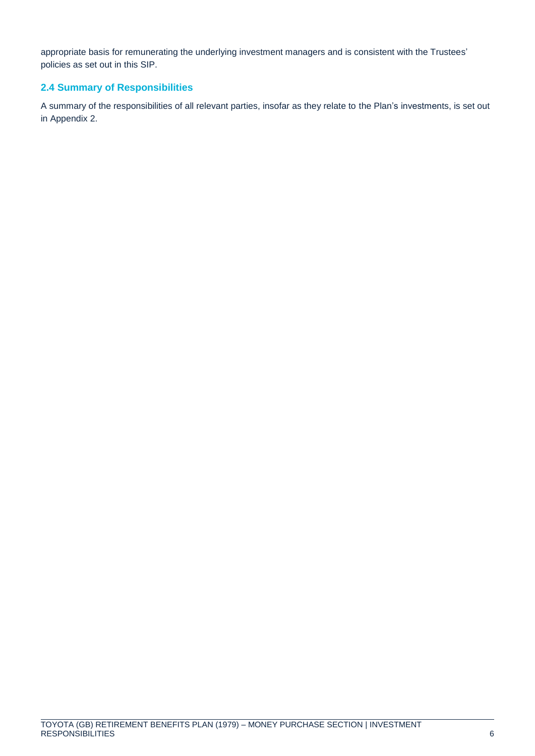appropriate basis for remunerating the underlying investment managers and is consistent with the Trustees' policies as set out in this SIP.

### 2.4 Summary of Responsibilities

A summary of the responsibilities of all relevant parties, insofar as they relate to the Plan's investments, is set out in Appendix 2.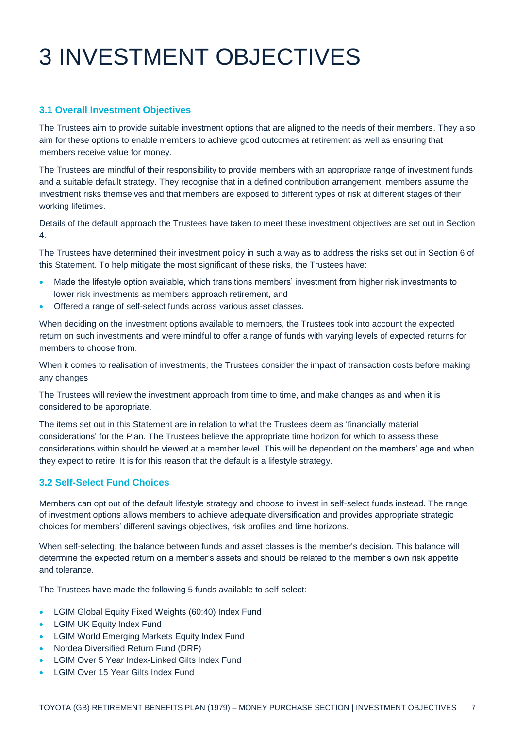# 3 INVESTMENT OBJECTIVES

### 3.1 Overall Investment Objectives

The Trustees aim to provide suitable investment options that are aligned to the needs of their members. They also aim for these options to enable members to achieve good outcomes at retirement as well as ensuring that members receive value for money.

The Trustees are mindful of their responsibility to provide members with an appropriate range of investment funds and a suitable default strategy. They recognise that in a defined contribution arrangement, members assume the investment risks themselves and that members are exposed to different types of risk at different stages of their working lifetimes.

Details of the default approach the Trustees have taken to meet these investment objectives are set out in Section 4.

The Trustees have determined their investment policy in such a way as to address the risks set out in Section 6 of this Statement. To help mitigate the most significant of these risks, the Trustees have:

- Made the lifestyle option available, which transitions members' investment from higher risk investments to lower risk investments as members approach retirement, and
- Offered a range of self-select funds across various asset classes.

When deciding on the investment options available to members, the Trustees took into account the expected return on such investments and were mindful to offer a range of funds with varying levels of expected returns for members to choose from.

When it comes to realisation of investments, the Trustees consider the impact of transaction costs before making any changes

The Trustees will review the investment approach from time to time, and make changes as and when it is considered to be appropriate.

The items set out in this Statement are in relation to what the Trustees deem as 'financially material considerations' for the Plan. The Trustees believe the appropriate time horizon for which to assess these considerations within should be viewed at a member level. This will be dependent on the members' age and when they expect to retire. It is for this reason that the default is a lifestyle strategy.

### 3.2 Self-Select Fund Choices

Members can opt out of the default lifestyle strategy and choose to invest in self-select funds instead. The range of investment options allows members to achieve adequate diversification and provides appropriate strategic choices for members' different savings objectives, risk profiles and time horizons.

When self-selecting, the balance between funds and asset classes is the member's decision. This balance will determine the expected return on a member's assets and should be related to the member's own risk appetite and tolerance.

The Trustees have made the following 5 funds available to self-select:

- LGIM Global Equity Fixed Weights (60:40) Index Fund
- LGIM UK Equity Index Fund
- LGIM World Emerging Markets Equity Index Fund
- Nordea Diversified Return Fund (DRF)
- LGIM Over 5 Year Index-Linked Gilts Index Fund
- LGIM Over 15 Year Gilts Index Fund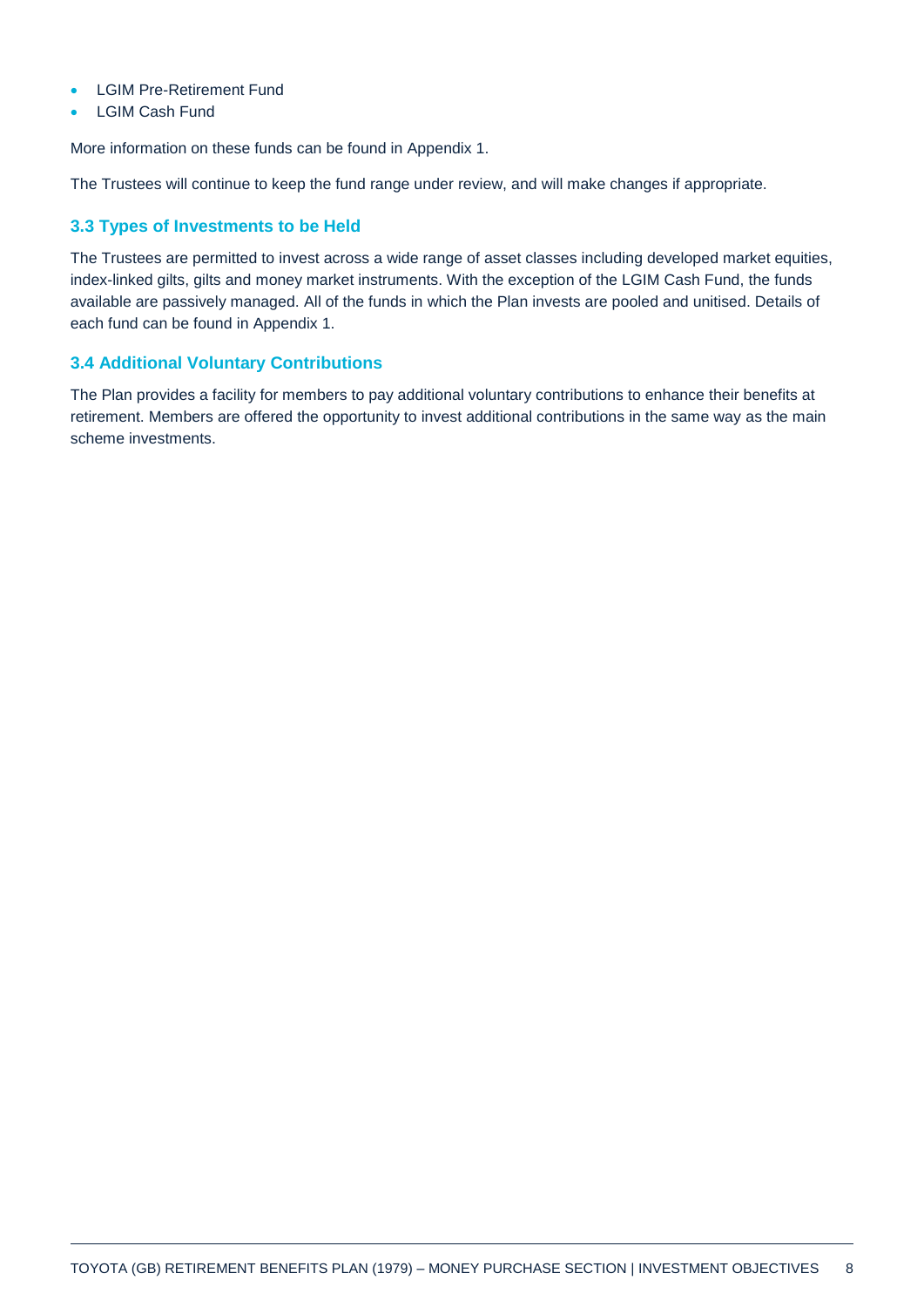- LGIM Pre-Retirement Fund
- LGIM Cash Fund

More information on these funds can be found in Appendix 1.

The Trustees will continue to keep the fund range under review, and will make changes if appropriate.

### 3.3 Types of Investments to be Held

The Trustees are permitted to invest across a wide range of asset classes including developed market equities, index-linked gilts, gilts and money market instruments. With the exception of the LGIM Cash Fund, the funds available are passively managed. All of the funds in which the Plan invests are pooled and unitised. Details of each fund can be found in Appendix 1.

### 3.4 Additional Voluntary Contributions

The Plan provides a facility for members to pay additional voluntary contributions to enhance their benefits at retirement. Members are offered the opportunity to invest additional contributions in the same way as the main scheme investments.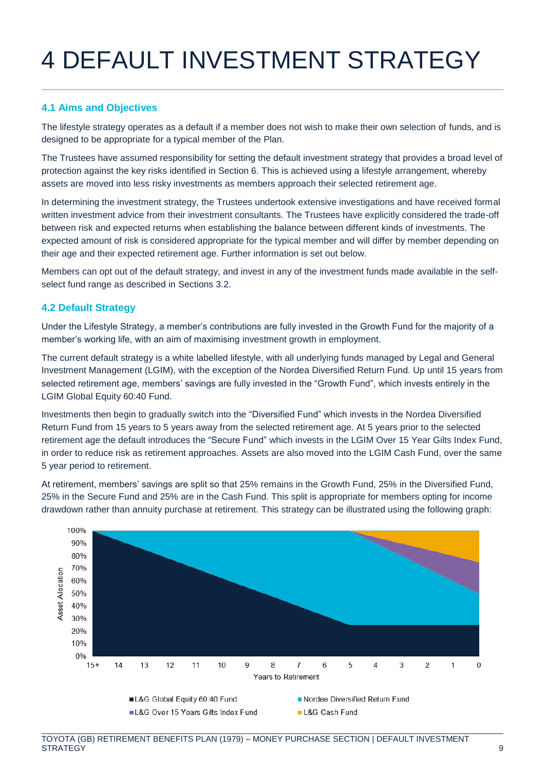# 4 DEFAULT INVESTMENT STRATEGY

### 4.1 Aims and Objectives

The lifestyle strategy operates as a default if a member does not wish to make their own selection of funds, and is designed to be appropriate for a typical member of the Plan.

The Trustees have assumed responsibility for setting the default investment strategy that provides a broad level of protection against the key risks identified in Section 6. This is achieved using a lifestyle arrangement, whereby assets are moved into less risky investments as members approach their selected retirement age.

In determining the investment strategy, the Trustees undertook extensive investigations and have received formal written investment advice from their investment consultants. The Trustees have explicitly considered the trade-off between risk and expected returns when establishing the balance between different kinds of investments. The expected amount of risk is considered appropriate for the typical member and will differ by member depending on their age and their expected retirement age. Further information is set out below.

Members can opt out of the default strategy, and invest in any of the investment funds made available in the self-select fund range as described in Sections 3.2.

### 4.2 Default Strategy

Under the Lifestyle Strategy, a member's contributions are fully invested in the Growth Fund for the majority of a member's working life, with an aim of maximising investment growth in employment.

The current default strategy is a white labelled lifestyle, with all underlying funds managed by Legal and General Investment Management (LGIM), with the exception of the Nordea Diversified Return Fund. Up until 15 years from selected retirement age, members' savings are fully invested in the "Growth Fund", which invests entirely in the LGIM Global Equity 60:40 Fund.

Investments then begin to gradually switch into the "Diversified Fund" which invests in the Nordea Diversified Return Fund from 15 years to 5 years away from the selected retirement age. At 5 years prior to the selected retirement age the default introduces the "Secure Fund" which invests in the LGIM Over 15 Year Gilts Index Fund, in order to reduce risk as retirement approaches. Assets are also moved into the LGIM Cash Fund, over the same 5 year period to retirement.

At retirement, members' savings are split so that 25% remains in the Growth Fund, 25% in the Diversified Fund, 25% in the Secure Fund and 25% are in the Cash Fund. This split is appropriate for members opting for income drawdown rather than annuity purchase at retirement. This strategy can be illustrated using the following graph: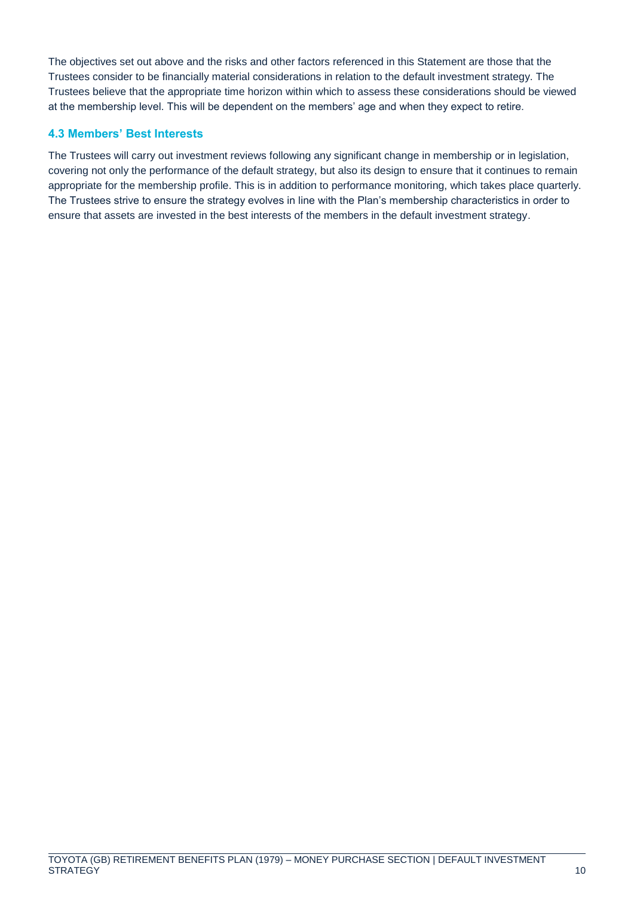The objectives set out above and the risks and other factors referenced in this Statement are those that the Trustees consider to be financially material considerations in relation to the default investment strategy. The Trustees believe that the appropriate time horizon within which to assess these considerations should be viewed at the membership level. This will be dependent on the members' age and when they expect to retire.

### 4.3 Members' Best Interests

The Trustees will carry out investment reviews following any significant change in membership or in legislation, covering not only the performance of the default strategy, but also its design to ensure that it continues to remain appropriate for the membership profile. This is in addition to performance monitoring, which takes place quarterly. The Trustees strive to ensure the strategy evolves in line with the Plan's membership characteristics in order to ensure that assets are invested in the best interests of the members in the default investment strategy.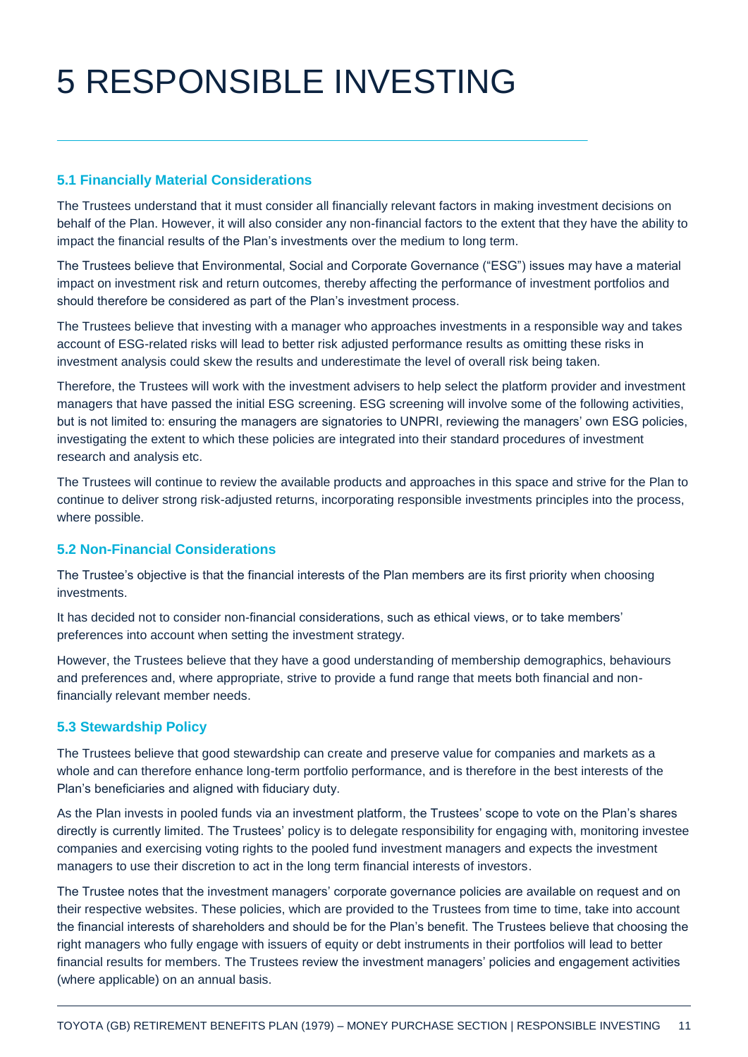# 5 RESPONSIBLE INVESTING

### 5.1 Financially Material Considerations

The Trustees understand that it must consider all financially relevant factors in making investment decisions on behalf of the Plan. However, it will also consider any non-financial factors to the extent that they have the ability to impact the financial results of the Plan's investments over the medium to long term.

The Trustees believe that Environmental, Social and Corporate Governance ("ESG") issues may have a material impact on investment risk and return outcomes, thereby affecting the performance of investment portfolios and should therefore be considered as part of the Plan's investment process.

The Trustees believe that investing with a manager who approaches investments in a responsible way and takes account of ESG-related risks will lead to better risk adjusted performance results as omitting these risks in investment analysis could skew the results and underestimate the level of overall risk being taken.

Therefore, the Trustees will work with the investment advisers to help select the platform provider and investment managers that have passed the initial ESG screening. ESG screening will involve some of the following activities, but is not limited to: ensuring the managers are signatories to UNPRI, reviewing the managers' own ESG policies, investigating the extent to which these policies are integrated into their standard procedures of investment research and analysis etc.

The Trustees will continue to review the available products and approaches in this space and strive for the Plan to continue to deliver strong risk-adjusted returns, incorporating responsible investments principles into the process, where possible.

### 5.2 Non-Financial Considerations

The Trustee's objective is that the financial interests of the Plan members are its first priority when choosing investments.

It has decided not to consider non-financial considerations, such as ethical views, or to take members' preferences into account when setting the investment strategy.

However, the Trustees believe that they have a good understanding of membership demographics, behaviours and preferences and, where appropriate, strive to provide a fund range that meets both financial and non-financially relevant member needs.

### 5.3 Stewardship Policy

The Trustees believe that good stewardship can create and preserve value for companies and markets as a whole and can therefore enhance long-term portfolio performance, and is therefore in the best interests of the Plan's beneficiaries and aligned with fiduciary duty.

As the Plan invests in pooled funds via an investment platform, the Trustees' scope to vote on the Plan's shares directly is currently limited. The Trustees' policy is to delegate responsibility for engaging with, monitoring investee companies and exercising voting rights to the pooled fund investment managers and expects the investment managers to use their discretion to act in the long term financial interests of investors.

The Trustee notes that the investment managers' corporate governance policies are available on request and on their respective websites. These policies, which are provided to the Trustees from time to time, take into account the financial interests of shareholders and should be for the Plan's benefit. The Trustees believe that choosing the right managers who fully engage with issuers of equity or debt instruments in their portfolios will lead to better financial results for members. The Trustees review the investment managers' policies and engagement activities (where applicable) on an annual basis.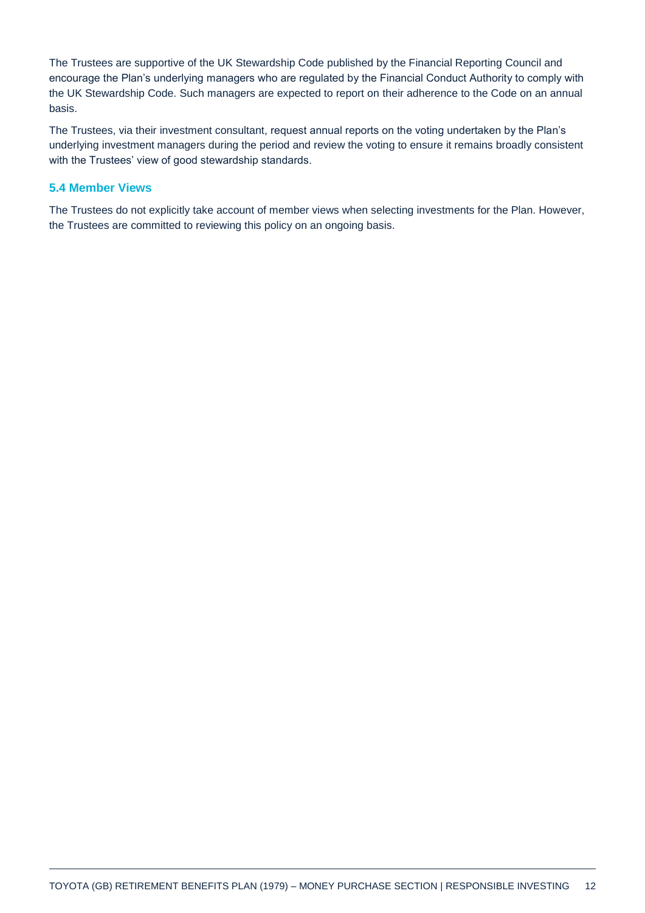The Trustees are supportive of the UK Stewardship Code published by the Financial Reporting Council and encourage the Plan's underlying managers who are regulated by the Financial Conduct Authority to comply with the UK Stewardship Code. Such managers are expected to report on their adherence to the Code on an annual basis.

The Trustees, via their investment consultant, request annual reports on the voting undertaken by the Plan's underlying investment managers during the period and review the voting to ensure it remains broadly consistent with the Trustees' view of good stewardship standards.

### 5.4 Member Views

The Trustees do not explicitly take account of member views when selecting investments for the Plan. However, the Trustees are committed to reviewing this policy on an ongoing basis.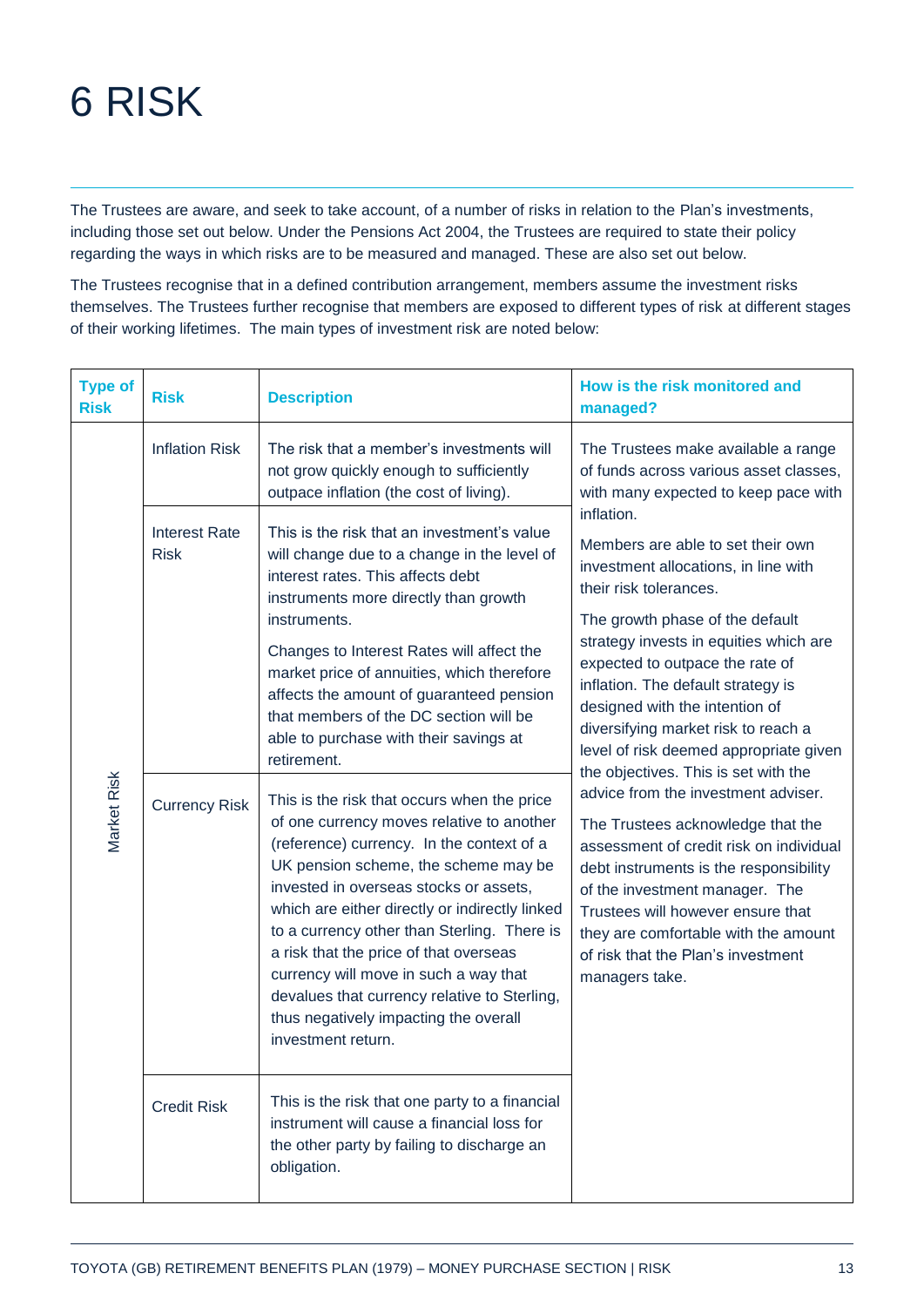# 6 RISK

The Trustees are aware, and seek to take account, of a number of risks in relation to the Plan's investments, including those set out below. Under the Pensions Act 2004, the Trustees are required to state their policy regarding the ways in which risks are to be measured and managed. These are also set out below.

The Trustees recognise that in a defined contribution arrangement, members assume the investment risks themselves. The Trustees further recognise that members are exposed to different types of risk at different stages of their working lifetimes. The main types of investment risk are noted below:

| Type of Risk | Risk | Description | How is the risk monitored and managed? |
|---|---|---|---|
| Market Risk | Inflation Risk | The risk that a member's investments will not grow quickly enough to sufficiently outpace inflation (the cost of living). | The Trustees make available a range of funds across various asset classes, with many expected to keep pace with inflation.<br><br>Members are able to set their own investment allocations, in line with their risk tolerances.<br><br>The growth phase of the default strategy invests in equities which are expected to outpace the rate of inflation. The default strategy is designed with the intention of diversifying market risk to reach a level of risk deemed appropriate given the objectives. This is set with the advice from the investment adviser.<br><br>The Trustees acknowledge that the assessment of credit risk on individual debt instruments is the responsibility of the investment manager. The Trustees will however ensure that they are comfortable with the amount of risk that the Plan's investment managers take. |
| | Interest Rate Risk | This is the risk that an investment's value will change due to a change in the level of interest rates. This affects debt instruments more directly than growth instruments.<br><br>Changes to Interest Rates will affect the market price of annuities, which therefore affects the amount of guaranteed pension that members of the DC section will be able to purchase with their savings at retirement. | |
| | Currency Risk | This is the risk that occurs when the price of one currency moves relative to another (reference) currency. In the context of a UK pension scheme, the scheme may be invested in overseas stocks or assets, which are either directly or indirectly linked to a currency other than Sterling. There is a risk that the price of that overseas currency will move in such a way that devalues that currency relative to Sterling, thus negatively impacting the overall investment return. | |
| | Credit Risk | This is the risk that one party to a financial instrument will cause a financial loss for the other party by failing to discharge an obligation. | |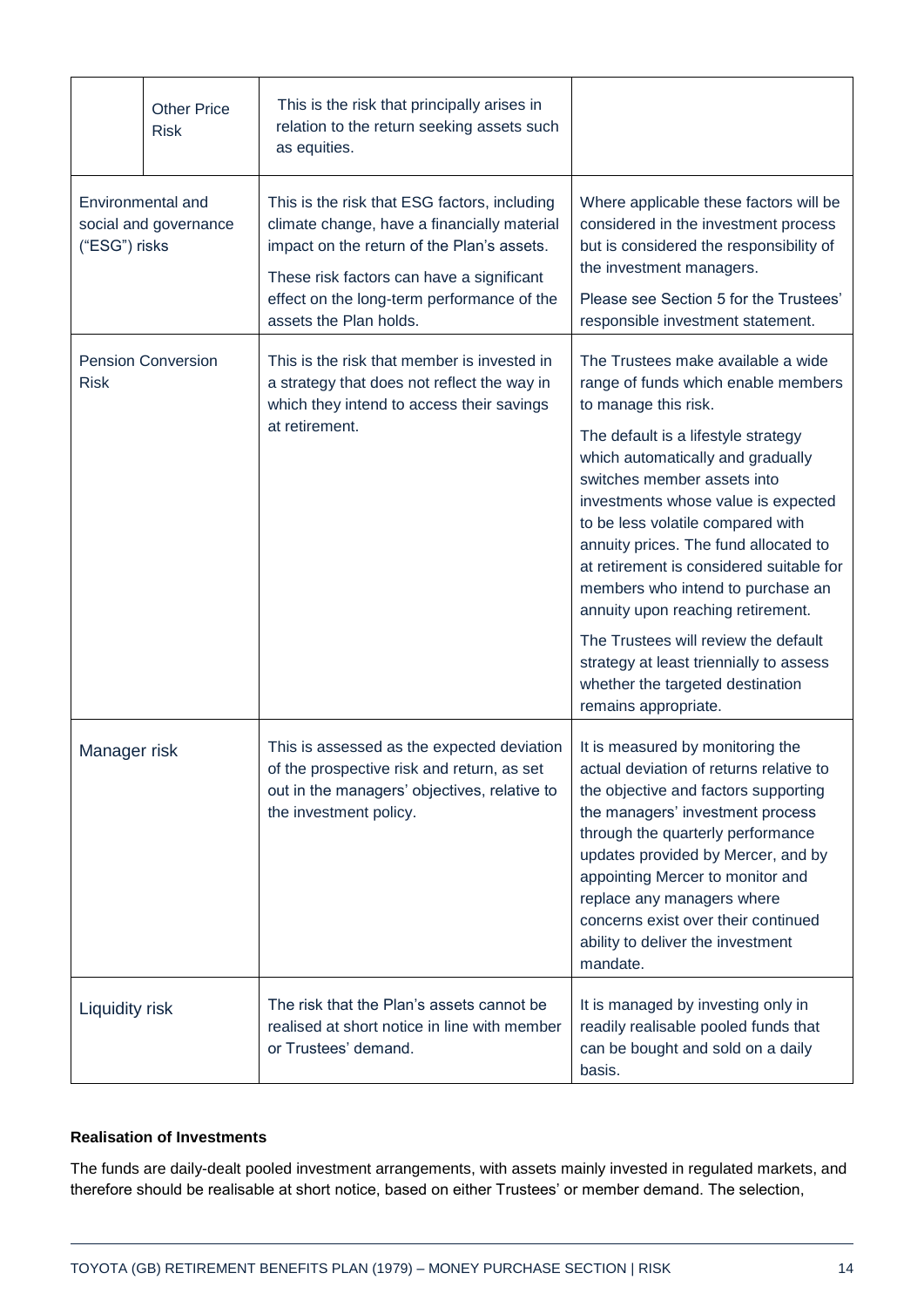| | | | |
|---|---|---|---|
| | Other Price Risk | This is the risk that principally arises in relation to the return seeking assets such as equities. | |
| Environmental and social and governance ("ESG") risks | | This is the risk that ESG factors, including climate change, have a financially material impact on the return of the Plan's assets.<br><br>These risk factors can have a significant effect on the long-term performance of the assets the Plan holds. | Where applicable these factors will be considered in the investment process but is considered the responsibility of the investment managers.<br><br>Please see Section 5 for the Trustees' responsible investment statement. |
| Pension Conversion Risk | | This is the risk that member is invested in a strategy that does not reflect the way in which they intend to access their savings at retirement. | The Trustees make available a wide range of funds which enable members to manage this risk.<br><br>The default is a lifestyle strategy which automatically and gradually switches member assets into investments whose value is expected to be less volatile compared with annuity prices. The fund allocated to at retirement is considered suitable for members who intend to purchase an annuity upon reaching retirement.<br><br>The Trustees will review the default strategy at least triennially to assess whether the targeted destination remains appropriate. |
| Manager risk | | This is assessed as the expected deviation of the prospective risk and return, as set out in the managers' objectives, relative to the investment policy. | It is measured by monitoring the actual deviation of returns relative to the objective and factors supporting the managers' investment process through the quarterly performance updates provided by Mercer, and by appointing Mercer to monitor and replace any managers where concerns exist over their continued ability to deliver the investment mandate. |
| Liquidity risk | | The risk that the Plan's assets cannot be realised at short notice in line with member or Trustees' demand. | It is managed by investing only in readily realisable pooled funds that can be bought and sold on a daily basis. |

**Realisation of Investments**

The funds are daily-dealt pooled investment arrangements, with assets mainly invested in regulated markets, and therefore should be realisable at short notice, based on either Trustees' or member demand. The selection,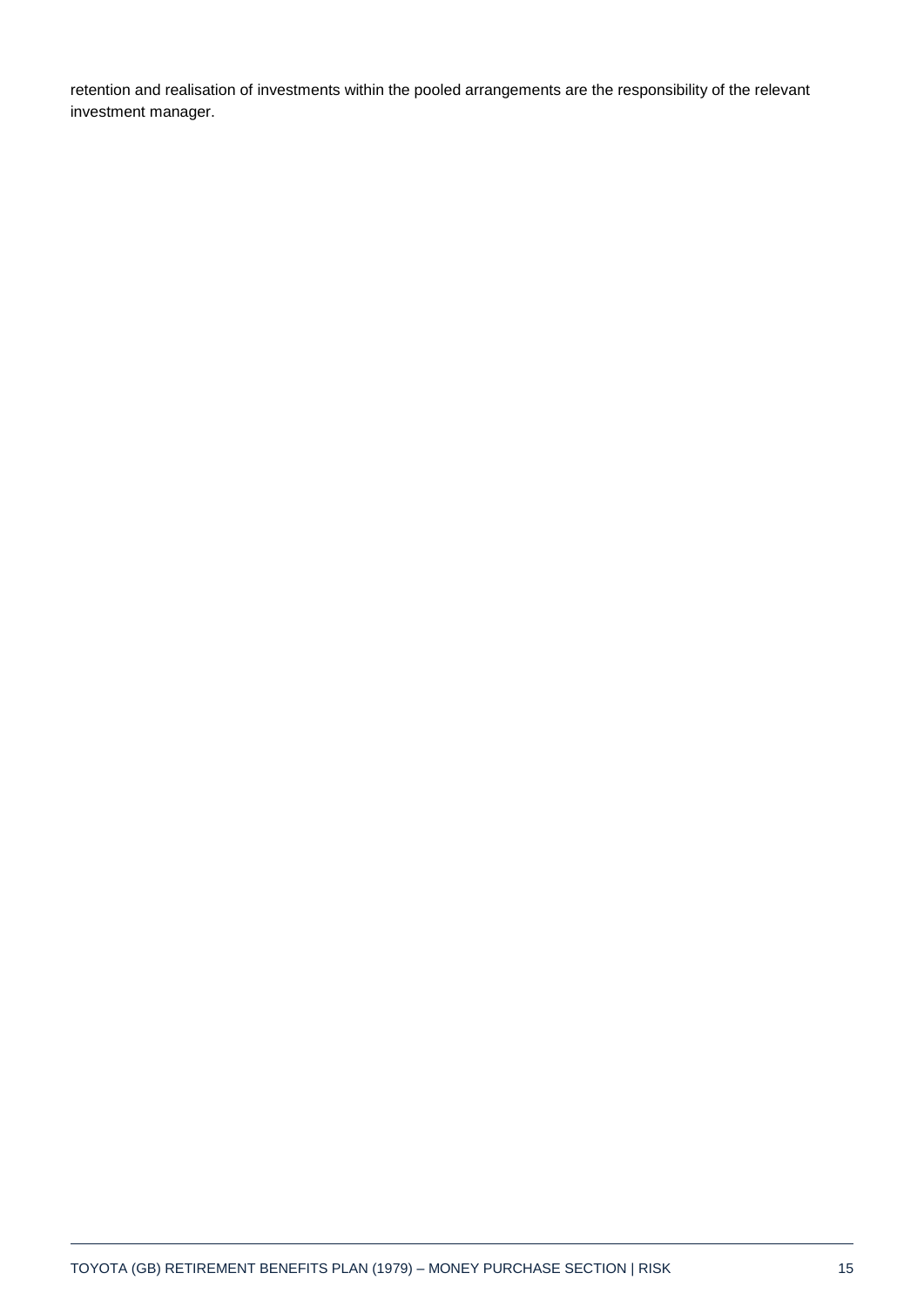retention and realisation of investments within the pooled arrangements are the responsibility of the relevant investment manager.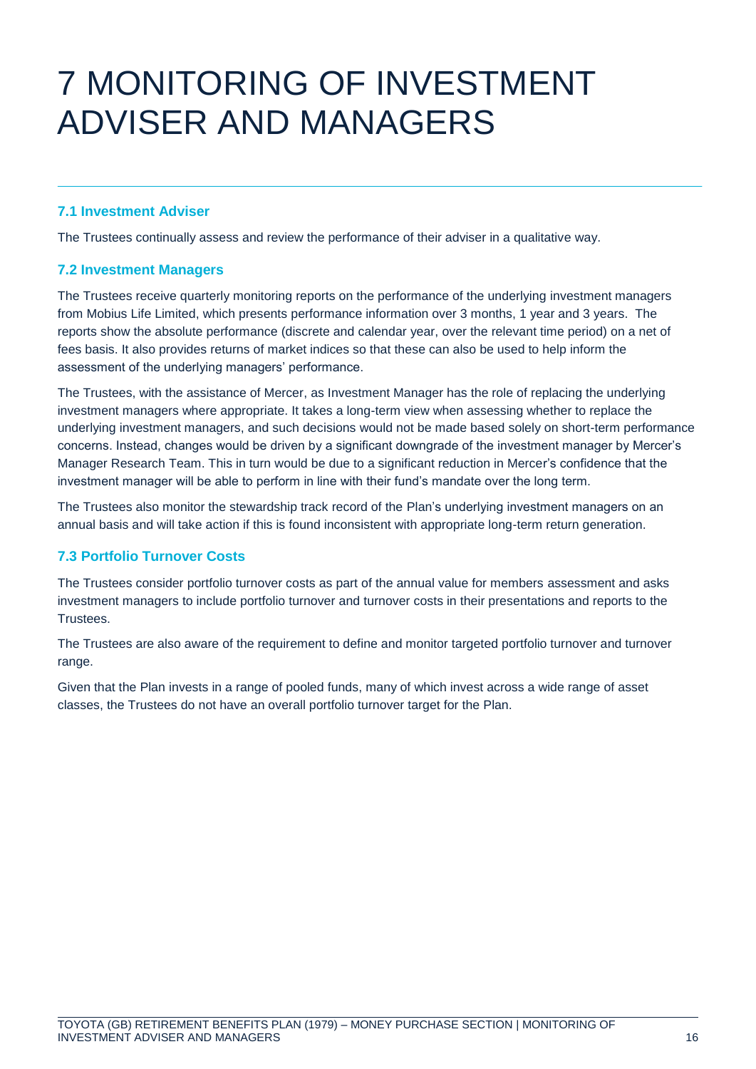# 7 MONITORING OF INVESTMENT ADVISER AND MANAGERS

### 7.1 Investment Adviser

The Trustees continually assess and review the performance of their adviser in a qualitative way.

### 7.2 Investment Managers

The Trustees receive quarterly monitoring reports on the performance of the underlying investment managers from Mobius Life Limited, which presents performance information over 3 months, 1 year and 3 years. The reports show the absolute performance (discrete and calendar year, over the relevant time period) on a net of fees basis. It also provides returns of market indices so that these can also be used to help inform the assessment of the underlying managers' performance.

The Trustees, with the assistance of Mercer, as Investment Manager has the role of replacing the underlying investment managers where appropriate. It takes a long-term view when assessing whether to replace the underlying investment managers, and such decisions would not be made based solely on short-term performance concerns. Instead, changes would be driven by a significant downgrade of the investment manager by Mercer's Manager Research Team. This in turn would be due to a significant reduction in Mercer's confidence that the investment manager will be able to perform in line with their fund's mandate over the long term.

The Trustees also monitor the stewardship track record of the Plan's underlying investment managers on an annual basis and will take action if this is found inconsistent with appropriate long-term return generation.

### 7.3 Portfolio Turnover Costs

The Trustees consider portfolio turnover costs as part of the annual value for members assessment and asks investment managers to include portfolio turnover and turnover costs in their presentations and reports to the Trustees.

The Trustees are also aware of the requirement to define and monitor targeted portfolio turnover and turnover range.

Given that the Plan invests in a range of pooled funds, many of which invest across a wide range of asset classes, the Trustees do not have an overall portfolio turnover target for the Plan.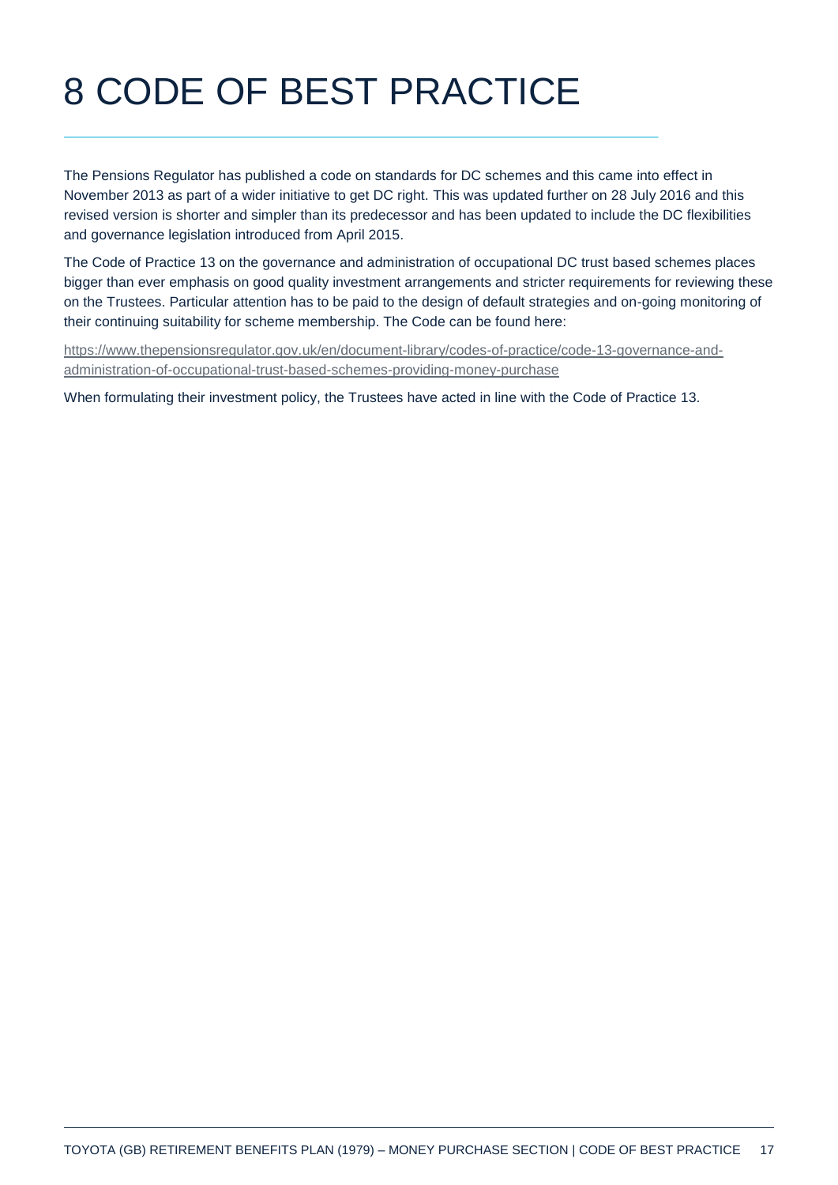# 8 CODE OF BEST PRACTICE

The Pensions Regulator has published a code on standards for DC schemes and this came into effect in November 2013 as part of a wider initiative to get DC right. This was updated further on 28 July 2016 and this revised version is shorter and simpler than its predecessor and has been updated to include the DC flexibilities and governance legislation introduced from April 2015.

The Code of Practice 13 on the governance and administration of occupational DC trust based schemes places bigger than ever emphasis on good quality investment arrangements and stricter requirements for reviewing these on the Trustees. Particular attention has to be paid to the design of default strategies and on-going monitoring of their continuing suitability for scheme membership. The Code can be found here:

https://www.thepensionsregulator.gov.uk/en/document-library/codes-of-practice/code-13-governance-and-administration-of-occupational-trust-based-schemes-providing-money-purchase

When formulating their investment policy, the Trustees have acted in line with the Code of Practice 13.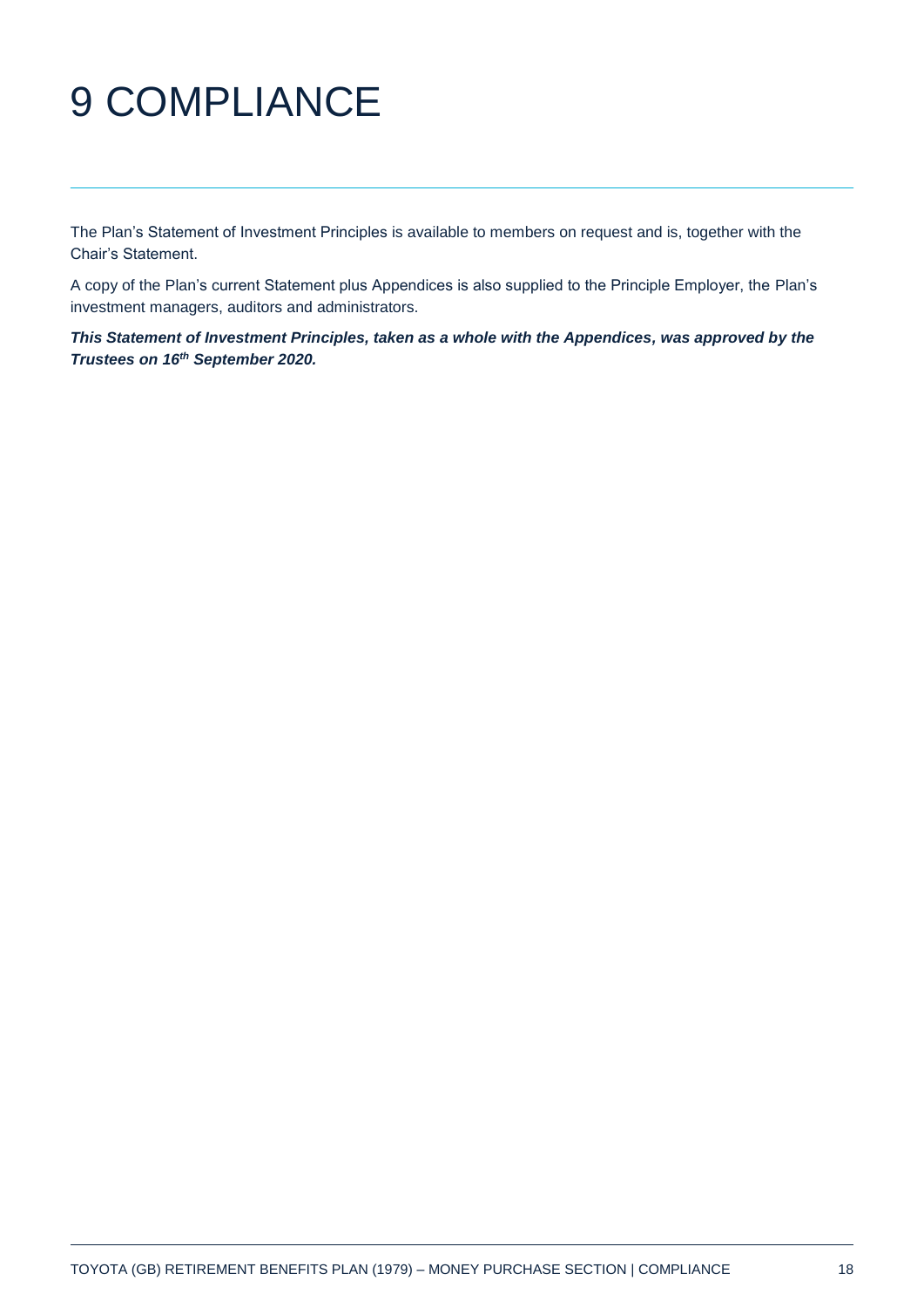# 9 COMPLIANCE

The Plan's Statement of Investment Principles is available to members on request and is, together with the Chair's Statement.

A copy of the Plan's current Statement plus Appendices is also supplied to the Principle Employer, the Plan's investment managers, auditors and administrators.

***This Statement of Investment Principles, taken as a whole with the Appendices, was approved by the Trustees on 16th September 2020.***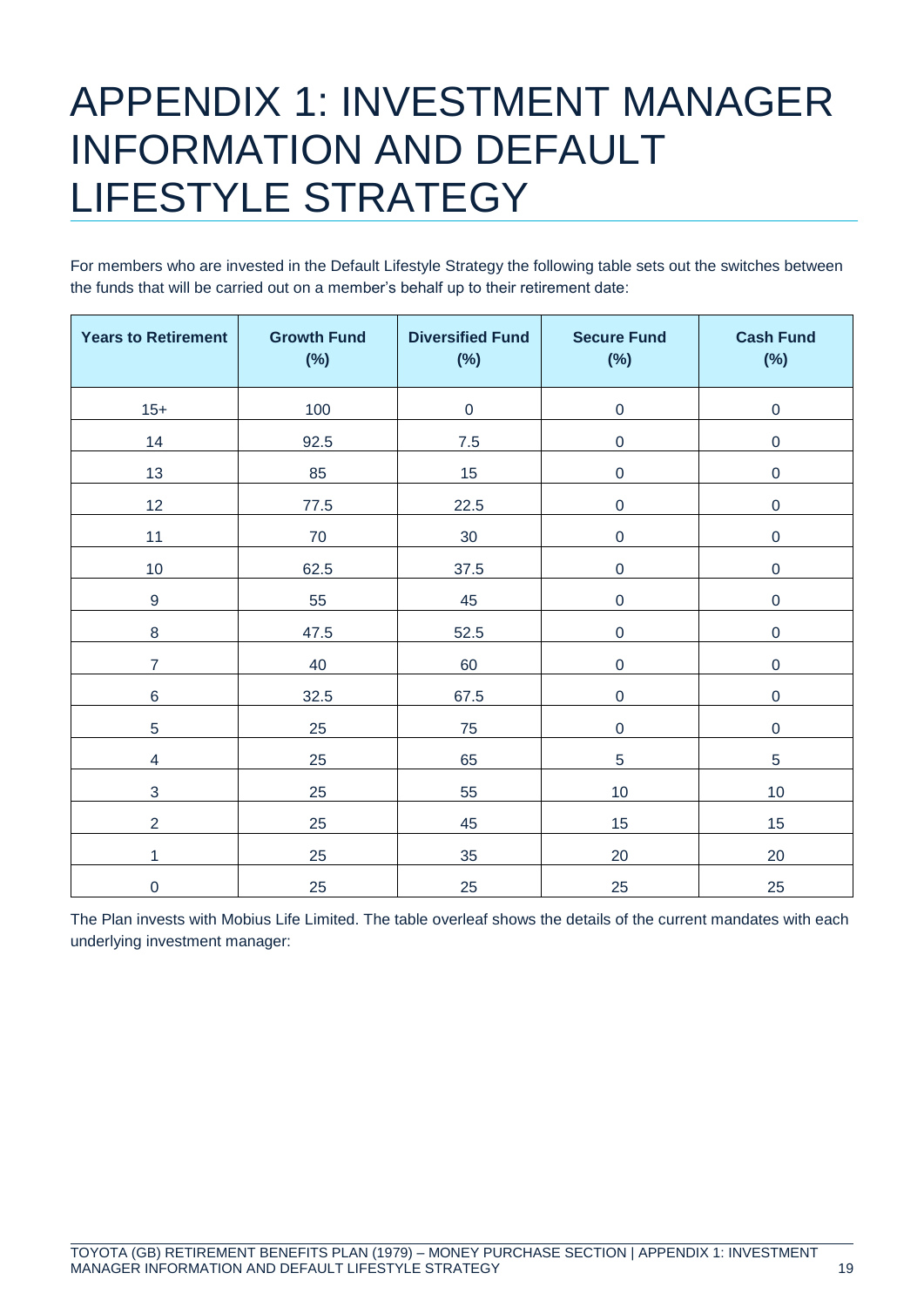# APPENDIX 1: INVESTMENT MANAGER INFORMATION AND DEFAULT LIFESTYLE STRATEGY

For members who are invested in the Default Lifestyle Strategy the following table sets out the switches between the funds that will be carried out on a member's behalf up to their retirement date:

| Years to Retirement | Growth Fund (%) | Diversified Fund (%) | Secure Fund (%) | Cash Fund (%) |
|---|---|---|---|---|
| 15+ | 100 | 0 | 0 | 0 |
| 14 | 92.5 | 7.5 | 0 | 0 |
| 13 | 85 | 15 | 0 | 0 |
| 12 | 77.5 | 22.5 | 0 | 0 |
| 11 | 70 | 30 | 0 | 0 |
| 10 | 62.5 | 37.5 | 0 | 0 |
| 9 | 55 | 45 | 0 | 0 |
| 8 | 47.5 | 52.5 | 0 | 0 |
| 7 | 40 | 60 | 0 | 0 |
| 6 | 32.5 | 67.5 | 0 | 0 |
| 5 | 25 | 75 | 0 | 0 |
| 4 | 25 | 65 | 5 | 5 |
| 3 | 25 | 55 | 10 | 10 |
| 2 | 25 | 45 | 15 | 15 |
| 1 | 25 | 35 | 20 | 20 |
| 0 | 25 | 25 | 25 | 25 |

The Plan invests with Mobius Life Limited. The table overleaf shows the details of the current mandates with each underlying investment manager: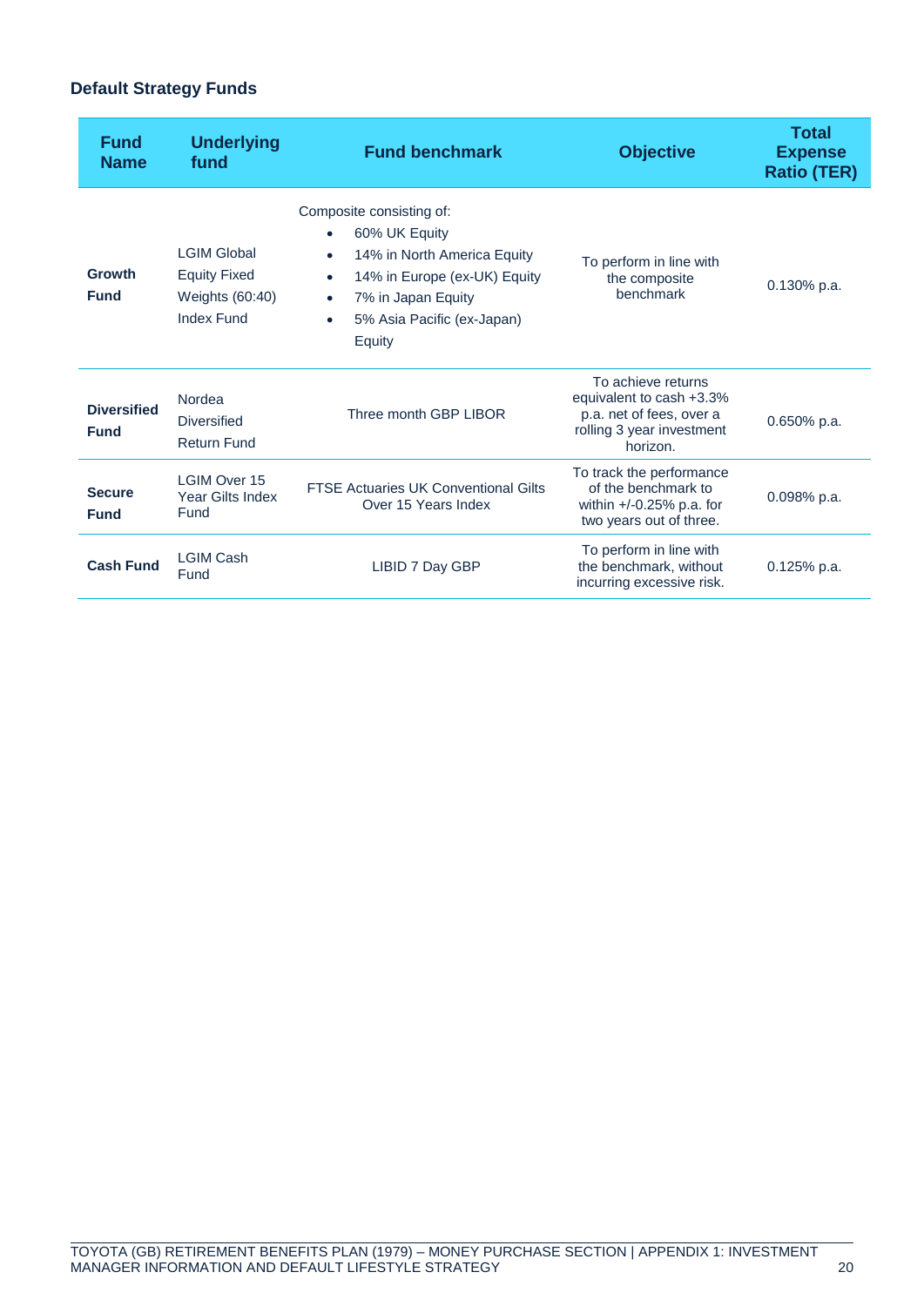### Default Strategy Funds

| Fund Name | Underlying fund | Fund benchmark | Objective | Total Expense Ratio (TER) |
| --- | --- | --- | --- | --- |
| **Growth Fund** | LGIM Global Equity Fixed Weights (60:40) Index Fund | Composite consisting of: <br>• 60% UK Equity <br>• 14% in North America Equity <br>• 14% in Europe (ex-UK) Equity <br>• 7% in Japan Equity <br>• 5% Asia Pacific (ex-Japan) Equity | To perform in line with the composite benchmark | 0.130% p.a. |
| **Diversified Fund** | Nordea Diversified Return Fund | Three month GBP LIBOR | To achieve returns equivalent to cash +3.3% p.a. net of fees, over a rolling 3 year investment horizon. | 0.650% p.a. |
| **Secure Fund** | LGIM Over 15 Year Gilts Index Fund | FTSE Actuaries UK Conventional Gilts Over 15 Years Index | To track the performance of the benchmark to within +/-0.25% p.a. for two years out of three. | 0.098% p.a. |
| **Cash Fund** | LGIM Cash Fund | LIBID 7 Day GBP | To perform in line with the benchmark, without incurring excessive risk. | 0.125% p.a. |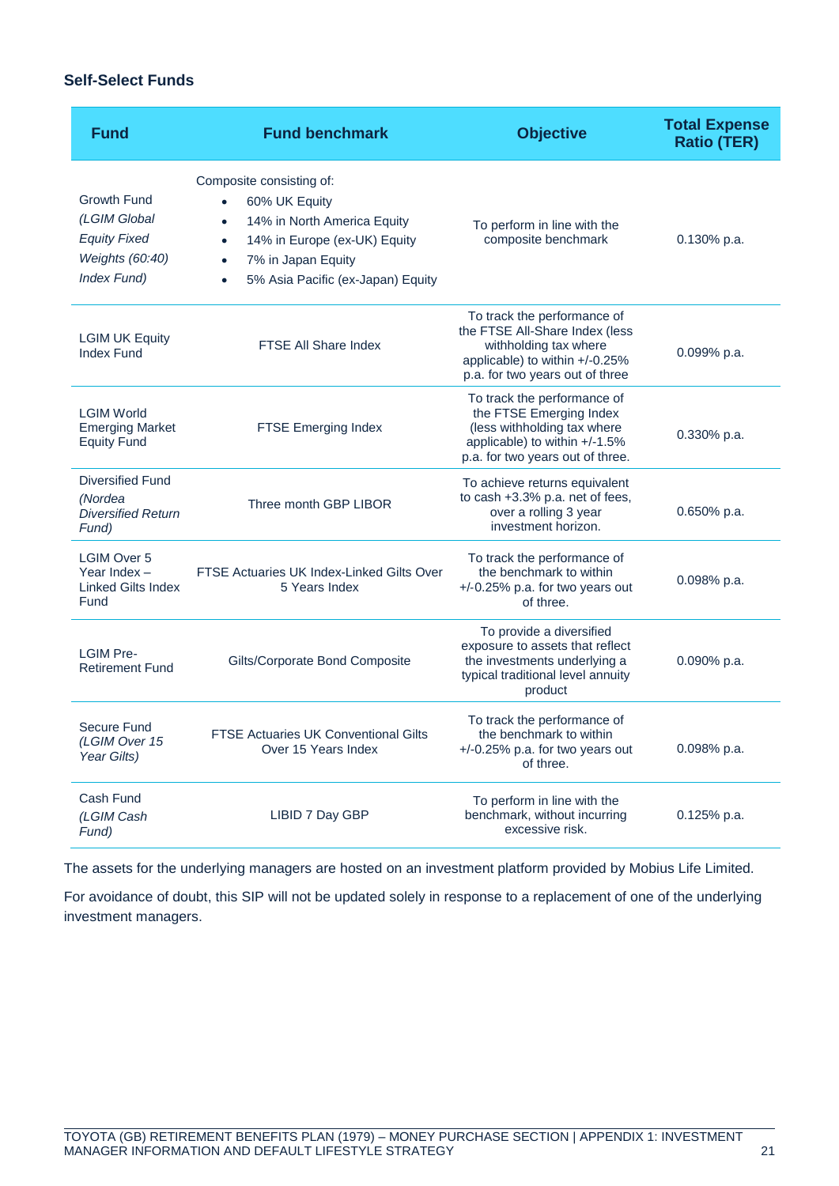### Self-Select Funds

| Fund | Fund benchmark | Objective | Total Expense Ratio (TER) |
|---|---|---|---|
| Growth Fund *(LGIM Global Equity Fixed Weights (60:40) Index Fund)* | Composite consisting of: <br>• 60% UK Equity <br>• 14% in North America Equity <br>• 14% in Europe (ex-UK) Equity <br>• 7% in Japan Equity <br>• 5% Asia Pacific (ex-Japan) Equity | To perform in line with the composite benchmark | 0.130% p.a. |
| LGIM UK Equity Index Fund | FTSE All Share Index | To track the performance of the FTSE All-Share Index (less withholding tax where applicable) to within +/-0.25% p.a. for two years out of three | 0.099% p.a. |
| LGIM World Emerging Market Equity Fund | FTSE Emerging Index | To track the performance of the FTSE Emerging Index (less withholding tax where applicable) to within +/-1.5% p.a. for two years out of three. | 0.330% p.a. |
| Diversified Fund *(Nordea Diversified Return Fund)* | Three month GBP LIBOR | To achieve returns equivalent to cash +3.3% p.a. net of fees, over a rolling 3 year investment horizon. | 0.650% p.a. |
| LGIM Over 5 Year Index – Linked Gilts Index Fund | FTSE Actuaries UK Index-Linked Gilts Over 5 Years Index | To track the performance of the benchmark to within +/-0.25% p.a. for two years out of three. | 0.098% p.a. |
| LGIM Pre-Retirement Fund | Gilts/Corporate Bond Composite | To provide a diversified exposure to assets that reflect the investments underlying a typical traditional level annuity product | 0.090% p.a. |
| Secure Fund *(LGIM Over 15 Year Gilts)* | FTSE Actuaries UK Conventional Gilts Over 15 Years Index | To track the performance of the benchmark to within +/-0.25% p.a. for two years out of three. | 0.098% p.a. |
| Cash Fund *(LGIM Cash Fund)* | LIBID 7 Day GBP | To perform in line with the benchmark, without incurring excessive risk. | 0.125% p.a. |

The assets for the underlying managers are hosted on an investment platform provided by Mobius Life Limited.

For avoidance of doubt, this SIP will not be updated solely in response to a replacement of one of the underlying investment managers.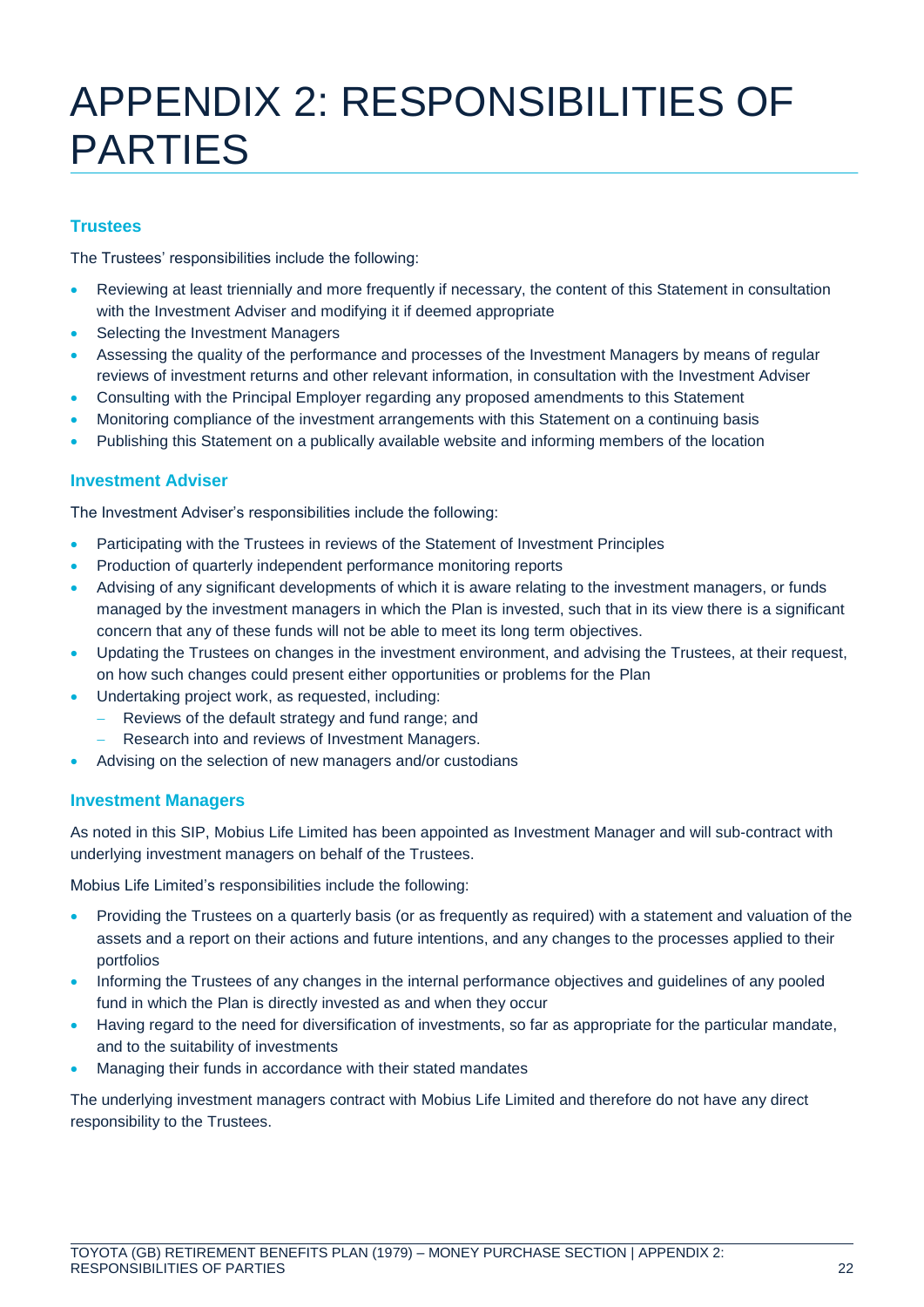# APPENDIX 2: RESPONSIBILITIES OF PARTIES

### Trustees

The Trustees' responsibilities include the following:

- Reviewing at least triennially and more frequently if necessary, the content of this Statement in consultation with the Investment Adviser and modifying it if deemed appropriate
- Selecting the Investment Managers
- Assessing the quality of the performance and processes of the Investment Managers by means of regular reviews of investment returns and other relevant information, in consultation with the Investment Adviser
- Consulting with the Principal Employer regarding any proposed amendments to this Statement
- Monitoring compliance of the investment arrangements with this Statement on a continuing basis
- Publishing this Statement on a publically available website and informing members of the location

### Investment Adviser

The Investment Adviser's responsibilities include the following:

- Participating with the Trustees in reviews of the Statement of Investment Principles
- Production of quarterly independent performance monitoring reports
- Advising of any significant developments of which it is aware relating to the investment managers, or funds managed by the investment managers in which the Plan is invested, such that in its view there is a significant concern that any of these funds will not be able to meet its long term objectives.
- Updating the Trustees on changes in the investment environment, and advising the Trustees, at their request, on how such changes could present either opportunities or problems for the Plan
- Undertaking project work, as requested, including:
  - Reviews of the default strategy and fund range; and
  - Research into and reviews of Investment Managers.
- Advising on the selection of new managers and/or custodians

### Investment Managers

As noted in this SIP, Mobius Life Limited has been appointed as Investment Manager and will sub-contract with underlying investment managers on behalf of the Trustees.

Mobius Life Limited's responsibilities include the following:

- Providing the Trustees on a quarterly basis (or as frequently as required) with a statement and valuation of the assets and a report on their actions and future intentions, and any changes to the processes applied to their portfolios
- Informing the Trustees of any changes in the internal performance objectives and guidelines of any pooled fund in which the Plan is directly invested as and when they occur
- Having regard to the need for diversification of investments, so far as appropriate for the particular mandate, and to the suitability of investments
- Managing their funds in accordance with their stated mandates

The underlying investment managers contract with Mobius Life Limited and therefore do not have any direct responsibility to the Trustees.